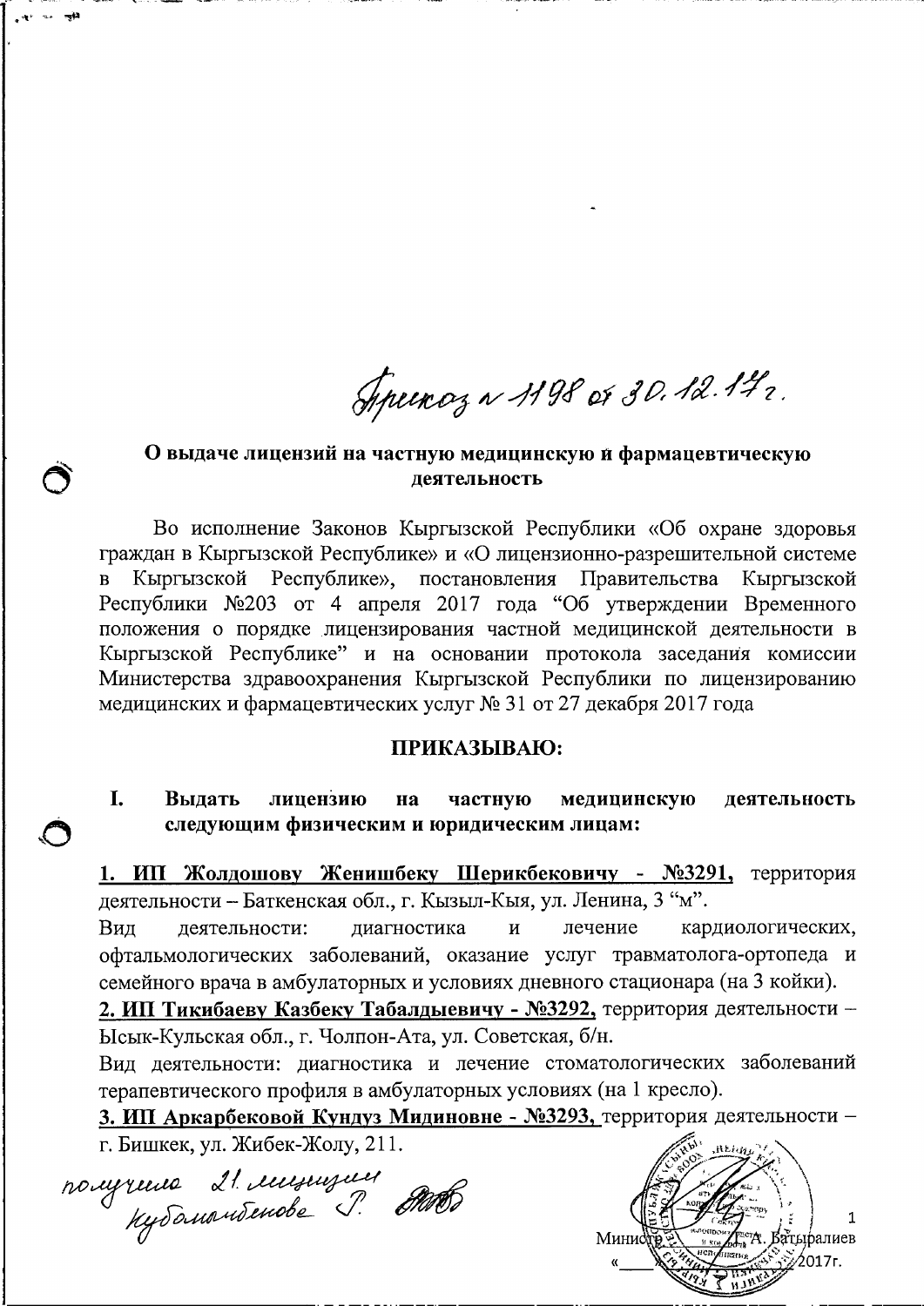Приказ № 1198 от 30.12.17г.

**О выдаче лицензий на частную медицинскую и фармацевтическую деятельность**

Во исполнение Законов Кыргызской Республики «Об охране здоровья граждан в Кыргызской Республике» и «О лицензионно-разрешительной системе в Кыргызской Республике», постановления Правительства Кыргызской Республики №203 от 4 апреля 2017 года "Об утверждении Временного положения о порядке лицензирования частной медицинской деятельности в Кыргызской Республике" и на основании протокола заседания комиссии Министерства здравоохранения Кыргызской Республики по лицензированию медицинских и фармацевтических услуг № 31 от 27 декабря 2017 года

**ПРИКАЗЫВАЮ:**

**I. Выдать лицензию на частную медицинскую деятельность следующим физическим и юридическим лицам:**

**1. ИП Жолдошову Женишбеку Шерикбековичу - №3291,** территория деятельности – Баткенская обл., г. Кызыл-Кыя, ул. Ленина, 3 "м".
Вид деятельности: диагностика и лечение кардиологических, офтальмологических заболеваний, оказание услуг травматолога-ортопеда и семейного врача в амбулаторных и условиях дневного стационара (на 3 койки).

**2. ИП Тикибаеву Казбеку Табалдыевичу - №3292,** территория деятельности – Ысык-Кульская обл., г. Чолпон-Ата, ул. Советская, б/н.
Вид деятельности: диагностика и лечение стоматологических заболеваний терапевтического профиля в амбулаторных условиях (на 1 кресло).

**3. ИП Аркарбековой Кундуз Мидиновне - №3293,** территория деятельности – г. Бишкек, ул. Жибек-Жолу, 211.

получила 21 лицензии Кубаналиева Г.

Министр А. Батыралиев
«____» 2017г.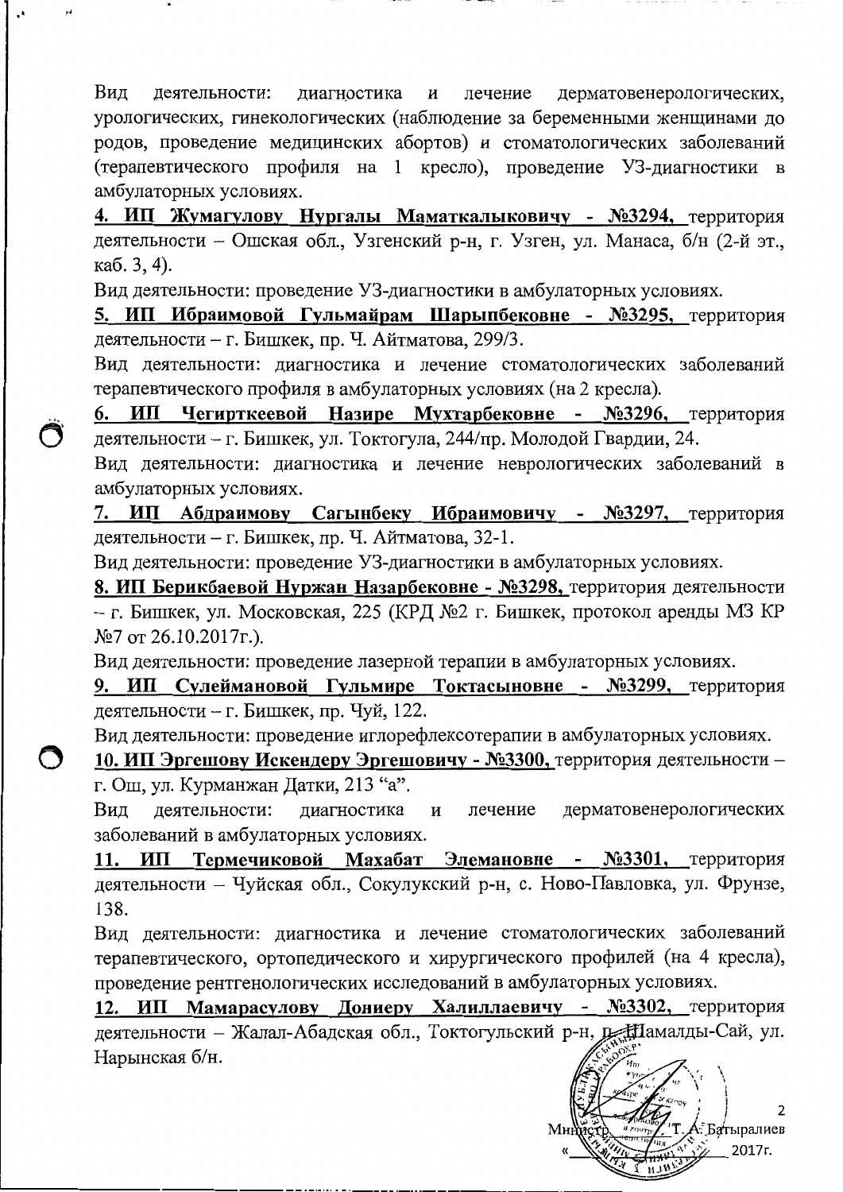Вид деятельности: диагностика и лечение дерматовенерологических, урологических, гинекологических (наблюдение за беременными женщинами до родов, проведение медицинских абортов) и стоматологических заболеваний (терапевтического профиля на 1 кресло), проведение УЗ-диагностики в амбулаторных условиях.

**4. ИП Жумагулову Нургалы Маматкалыковичу - №3294,** территория деятельности – Ошская обл., Узгенский р-н, г. Узген, ул. Манаса, б/н (2-й эт., каб. 3, 4).

Вид деятельности: проведение УЗ-диагностики в амбулаторных условиях.

**5. ИП Ибраимовой Гульмайрам Шарыпбековне - №3295,** территория деятельности – г. Бишкек, пр. Ч. Айтматова, 299/3.

Вид деятельности: диагностика и лечение стоматологических заболеваний терапевтического профиля в амбулаторных условиях (на 2 кресла).

**6. ИП Чегирткеевой Назире Мухтарбековне - №3296,** территория деятельности – г. Бишкек, ул. Токтогула, 244/пр. Молодой Гвардии, 24.

Вид деятельности: диагностика и лечение неврологических заболеваний в амбулаторных условиях.

**7. ИП Абдраимову Сагынбеку Ибраимовичу - №3297,** территория деятельности – г. Бишкек, пр. Ч. Айтматова, 32-1.

Вид деятельности: проведение УЗ-диагностики в амбулаторных условиях.

**8. ИП Берикбаевой Нуржан Назарбековне - №3298,** территория деятельности – г. Бишкек, ул. Московская, 225 (КРД №2 г. Бишкек, протокол аренды МЗ КР №7 от 26.10.2017г.).

Вид деятельности: проведение лазерной терапии в амбулаторных условиях.

**9. ИП Сулеймановой Гульмире Токтасыновне - №3299,** территория деятельности – г. Бишкек, пр. Чуй, 122.

Вид деятельности: проведение иглорефлексотерапии в амбулаторных условиях.

**10. ИП Эргешову Искендеру Эргешовичу - №3300,** территория деятельности – г. Ош, ул. Курманжан Датки, 213 "а".

Вид деятельности: диагностика и лечение дерматовенерологических заболеваний в амбулаторных условиях.

**11. ИП Термечиковой Махабат Элемановне - №3301,** территория деятельности – Чуйская обл., Сокулукский р-н, с. Ново-Павловка, ул. Фрунзе, 138.

Вид деятельности: диагностика и лечение стоматологических заболеваний терапевтического, ортопедического и хирургического профилей (на 4 кресла), проведение рентгенологических исследований в амбулаторных условиях.

**12. ИП Мамарасулову Дониеру Халиллаевичу - №3302,** территория деятельности – Жалал-Абадская обл., Токтогульский р-н, п. Шамалды-Сай, ул. Нарынская б/н.

Министр Т. А. Батыралиев

« ___ » ______ 2017г.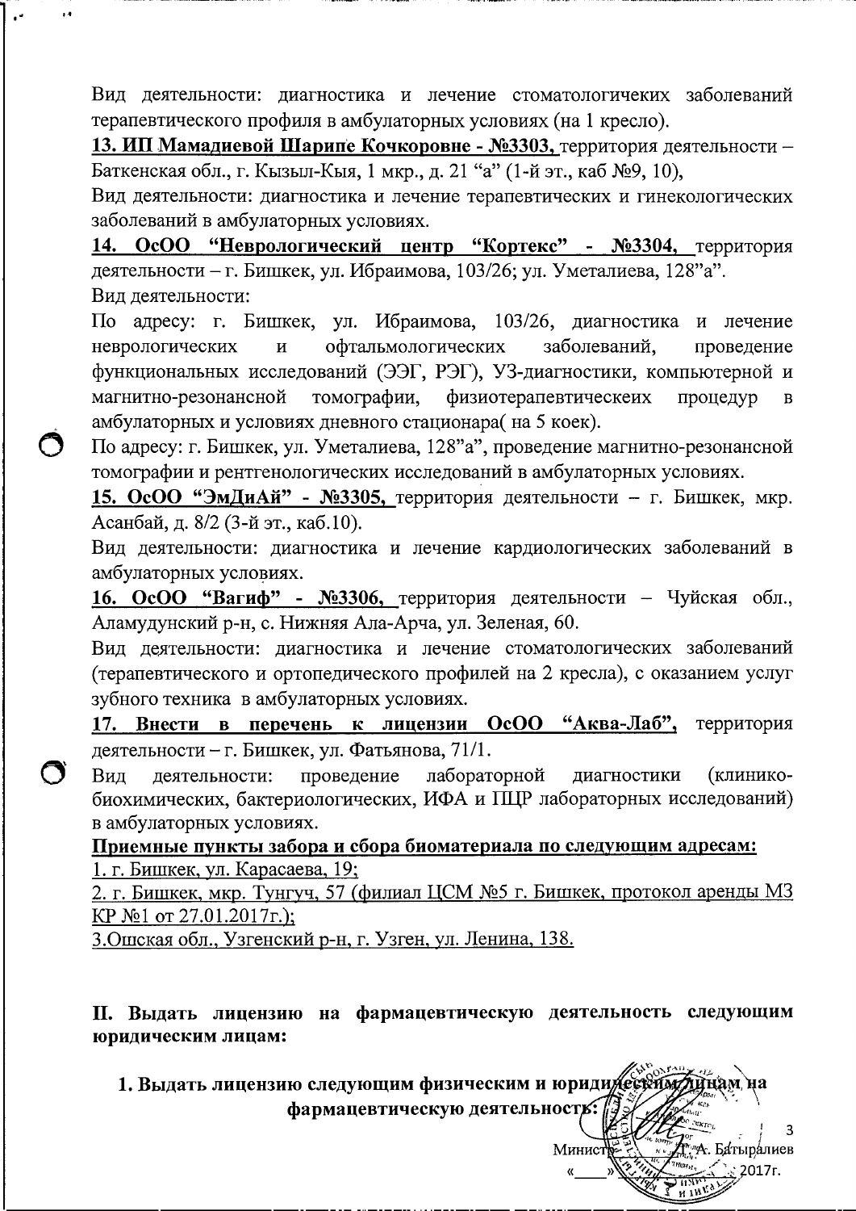Вид деятельности: диагностика и лечение стоматологичеких заболеваний терапевтического профиля в амбулаторных условиях (на 1 кресло).

**13. ИП Мамадиевой Шарипе Кочкоровне - №3303,** территория деятельности – Баткенская обл., г. Кызыл-Кыя, 1 мкр., д. 21 "а" (1-й эт., каб №9, 10),

Вид деятельности: диагностика и лечение терапевтических и гинекологических заболеваний в амбулаторных условиях.

**14. ОсОО "Неврологический центр "Кортекс" - №3304,** территория деятельности – г. Бишкек, ул. Ибраимова, 103/26; ул. Уметалиева, 128"а".

Вид деятельности:

По адресу: г. Бишкек, ул. Ибраимова, 103/26, диагностика и лечение неврологических и офтальмологических заболеваний, проведение функциональных исследований (ЭЭГ, РЭГ), УЗ-диагностики, компьютерной и магнитно-резонансной томографии, физиотерапевтическеих процедур в амбулаторных и условиях дневного стационара( на 5 коек).

По адресу: г. Бишкек, ул. Уметалиева, 128"а", проведение магнитно-резонансной томографии и рентгенологических исследований в амбулаторных условиях.

**15. ОсОО "ЭмДиАй" - №3305,** территория деятельности – г. Бишкек, мкр. Асанбай, д. 8/2 (3-й эт., каб.10).

Вид деятельности: диагностика и лечение кардиологических заболеваний в амбулаторных условиях.

**16. ОсОО "Вагиф" - №3306,** территория деятельности – Чуйская обл., Аламудунский р-н, с. Нижняя Ала-Арча, ул. Зеленая, 60.

Вид деятельности: диагностика и лечение стоматологических заболеваний (терапевтического и ортопедического профилей на 2 кресла), с оказанием услуг зубного техника в амбулаторных условиях.

**17. Внести в перечень к лицензии ОсОО "Аква-Лаб",** территория деятельности – г. Бишкек, ул. Фатьянова, 71/1.

Вид деятельности: проведение лабораторной диагностики (клинико-биохимических, бактериологических, ИФА и ПЦР лабораторных исследований) в амбулаторных условиях.

**Приемные пункты забора и сбора биоматериала по следующим адресам:**

1. г. Бишкек, ул. Карасаева, 19;
2. г. Бишкек, мкр. Тунгуч, 57 (филиал ЦСМ №5 г. Бишкек, протокол аренды МЗ КР №1 от 27.01.2017г.);
3. Ошская обл., Узгенский р-н, г. Узген, ул. Ленина, 138.

## II. Выдать лицензию на фармацевтическую деятельность следующим юридическим лицам:

**1. Выдать лицензию следующим физическим и юридическим лицам на фармацевтическую деятельность:**

Министр Т.А. Батыралиев

«\_\_\_\_» \_\_\_\_\_\_\_\_ 2017г.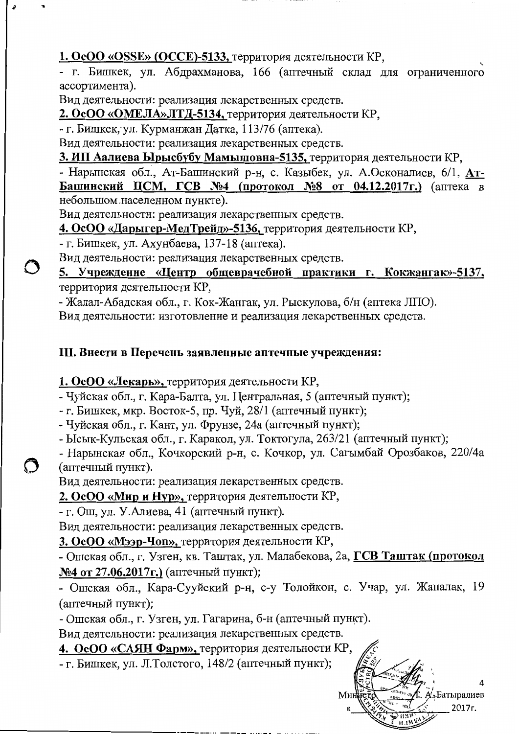**1. ОсОО «OSSE» (ОССЕ)-5133,** территория деятельности КР,

- г. Бишкек, ул. Абдрахманова, 166 (аптечный склад для ограниченного ассортимента).

Вид деятельности: реализация лекарственных средств.

**2. ОсОО «ОМЕЛА»ЛТД-5134,** территория деятельности КР,

- г. Бишкек, ул. Курманжан Датка, 113/76 (аптека).

Вид деятельности: реализация лекарственных средств.

**3. ИП Аалиева Ырысбубу Мамышовна-5135,** территория деятельности КР,

- Нарынская обл., Ат-Башинский р-н, с. Казыбек, ул. А.Осконалиев, 6/1, **Ат-Башинский ЦСМ, ГСВ №4 (протокол №8 от 04.12.2017г.)** (аптека в небольшом населенном пункте).

Вид деятельности: реализация лекарственных средств.

**4. ОсОО «Дарыгер-МедТрейд»-5136,** территория деятельности КР,

- г. Бишкек, ул. Ахунбаева, 137-18 (аптека).

Вид деятельности: реализация лекарственных средств.

**5. Учреждение «Центр общеврачебной практики г. Кокжангак»-5137,** территория деятельности КР,

- Жалал-Абадская обл., г. Кок-Жангак, ул. Рыскулова, б/н (аптека ЛПО).

Вид деятельности: изготовление и реализация лекарственных средств.

## III. Внести в Перечень заявленные аптечные учреждения:

**1. ОсОО «Лекарь»,** территория деятельности КР,

- Чуйская обл., г. Кара-Балта, ул. Центральная, 5 (аптечный пункт);
- г. Бишкек, мкр. Восток-5, пр. Чуй, 28/1 (аптечный пункт);
- Чуйская обл., г. Кант, ул. Фрунзе, 24а (аптечный пункт);
- Ысык-Кульская обл., г. Каракол, ул. Токтогула, 263/21 (аптечный пункт);
- Нарынская обл., Кочкорский р-н, с. Кочкор, ул. Сагымбай Орозбаков, 220/4а (аптечный пункт).

Вид деятельности: реализация лекарственных средств.

**2. ОсОО «Мир и Нур»,** территория деятельности КР,

- г. Ош, ул. У.Алиева, 41 (аптечный пункт).

Вид деятельности: реализация лекарственных средств.

**3. ОсОО «Мээр-Чоп»,** территория деятельности КР,

- Ошская обл., г. Узген, кв. Таштак, ул. Малабекова, 2а, **ГСВ Таштак (протокол №4 от 27.06.2017г.)** (аптечный пункт);
- Ошская обл., Кара-Суйский р-н, с-у Толойкон, с. Учар, ул. Жапалак, 19 (аптечный пункт);
- Ошская обл., г. Узген, ул. Гагарина, б-н (аптечный пункт).

Вид деятельности: реализация лекарственных средств.

**4. ОсОО «САЯН Фарм»,** территория деятельности КР,

- г. Бишкек, ул. Л.Толстого, 148/2 (аптечный пункт);

Министр Т. А. Батыралиев

« ____ » ________ 2017г.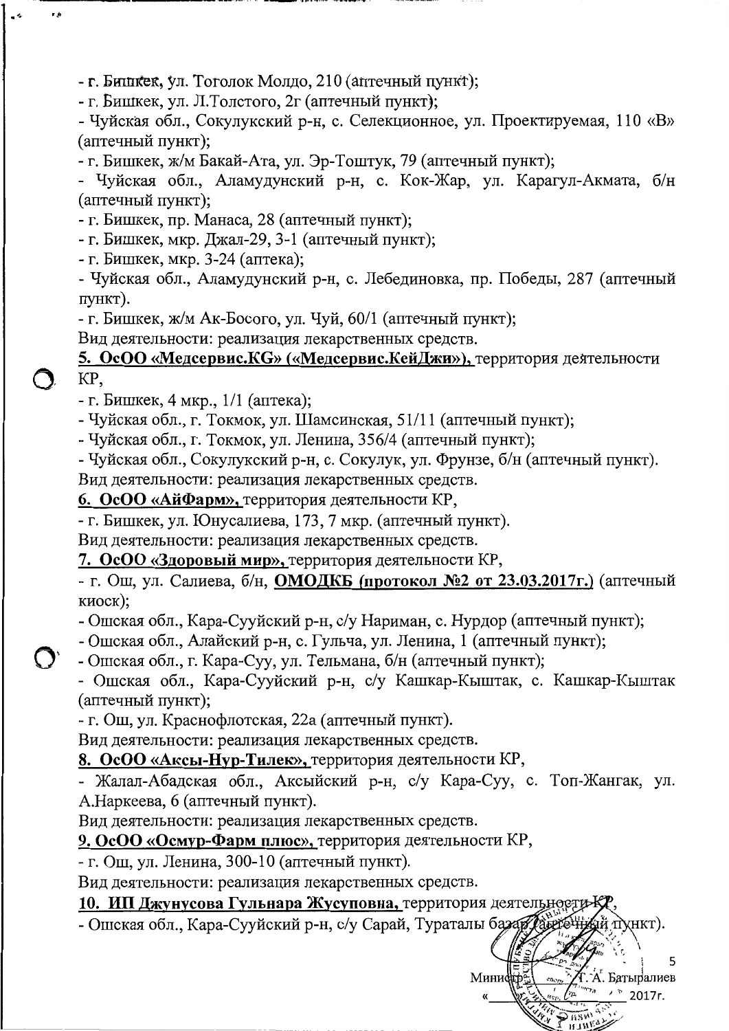- г. Бишкек, ул. Тоголок Молдо, 210 (аптечный пункт);
- г. Бишкек, ул. Л.Толстого, 2г (аптечный пункт);
- Чуйская обл., Сокулукский р-н, с. Селекционное, ул. Проектируемая, 110 «В» (аптечный пункт);
- г. Бишкек, ж/м Бакай-Ата, ул. Эр-Тоштук, 79 (аптечный пункт);
- Чуйская обл., Аламудунский р-н, с. Кок-Жар, ул. Карагул-Акмата, б/н (аптечный пункт);
- г. Бишкек, пр. Манаса, 28 (аптечный пункт);
- г. Бишкек, мкр. Джал-29, 3-1 (аптечный пункт);
- г. Бишкек, мкр. 3-24 (аптека);
- Чуйская обл., Аламудунский р-н, с. Лебединовка, пр. Победы, 287 (аптечный пункт).
- г. Бишкек, ж/м Ак-Босого, ул. Чуй, 60/1 (аптечный пункт);

Вид деятельности: реализация лекарственных средств.

**5. ОсОО «Медсервис.KG» («Медсервис.КейДжи»),** территория деятельности КР,
- г. Бишкек, 4 мкр., 1/1 (аптека);
- Чуйская обл., г. Токмок, ул. Шамсинская, 51/11 (аптечный пункт);
- Чуйская обл., г. Токмок, ул. Ленина, 356/4 (аптечный пункт);
- Чуйская обл., Сокулукский р-н, с. Сокулук, ул. Фрунзе, б/н (аптечный пункт).

Вид деятельности: реализация лекарственных средств.

**6. ОсОО «АйФарм»,** территория деятельности КР,
- г. Бишкек, ул. Юнусалиева, 173, 7 мкр. (аптечный пункт).

Вид деятельности: реализация лекарственных средств.

**7. ОсОО «Здоровый мир»,** территория деятельности КР,
- г. Ош, ул. Салиева, б/н, **ОМОДКБ (протокол №2 от 23.03.2017г.)** (аптечный киоск);
- Ошская обл., Кара-Суйский р-н, с/у Нариман, с. Нурдор (аптечный пункт);
- Ошская обл., Алайский р-н, с. Гульча, ул. Ленина, 1 (аптечный пункт);
- Ошская обл., г. Кара-Суу, ул. Тельмана, б/н (аптечный пункт);
- Ошская обл., Кара-Суйский р-н, с/у Кашкар-Кыштак, с. Кашкар-Кыштак (аптечный пункт);
- г. Ош, ул. Краснофлотская, 22а (аптечный пункт).

Вид деятельности: реализация лекарственных средств.

**8. ОсОО «Аксы-Нур-Тилек»,** территория деятельности КР,
- Жалал-Абадская обл., Аксыйский р-н, с/у Кара-Суу, с. Топ-Жангак, ул. А.Наркеева, 6 (аптечный пункт).

Вид деятельности: реализация лекарственных средств.

**9. ОсОО «Осмур-Фарм плюс»,** территория деятельности КР,
- г. Ош, ул. Ленина, 300-10 (аптечный пункт).

Вид деятельности: реализация лекарственных средств.

**10. ИП Джунусова Гульнара Жусуповна,** территория деятельности КР,
- Ошская обл., Кара-Суйский р-н, с/у Сарай, Тураталы базар (аптечный пункт).

Министр Т.А. Батыралиев

« ____ » ________ 2017г.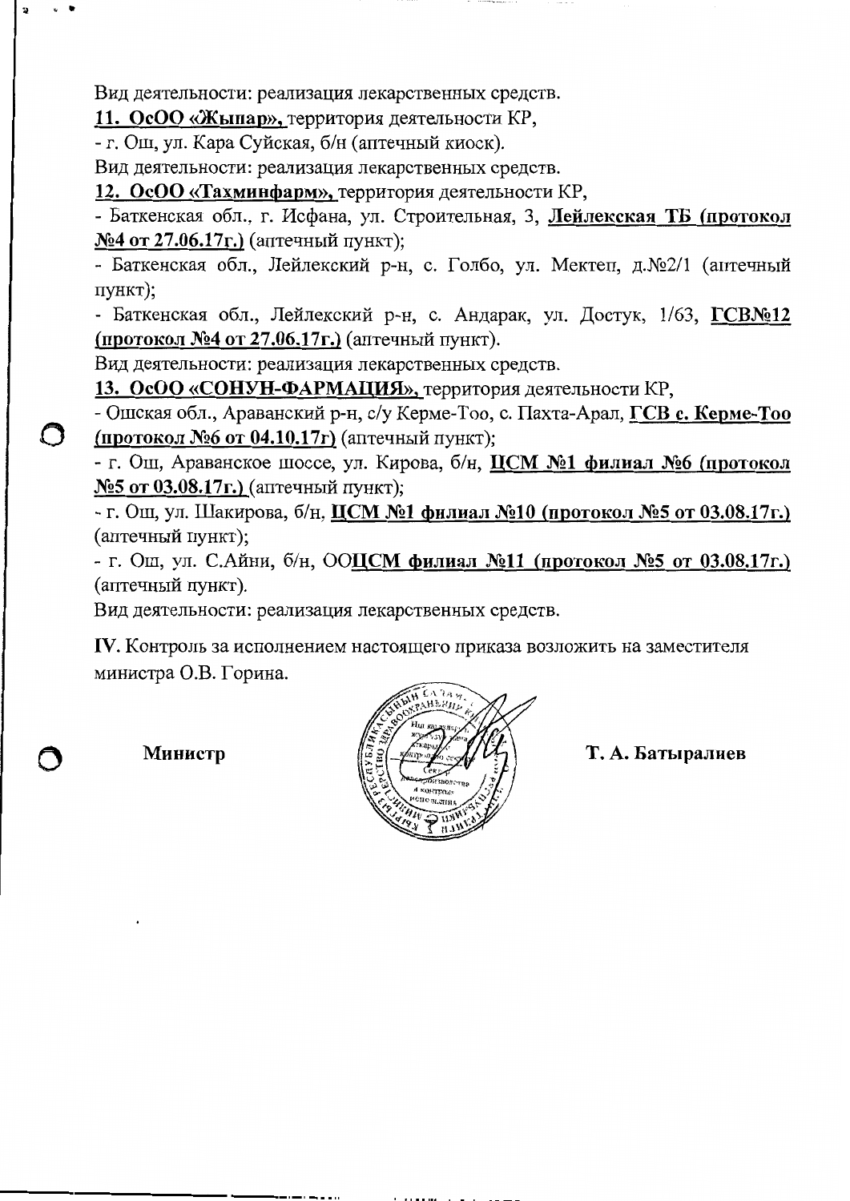Вид деятельности: реализация лекарственных средств.

**11. ОсОО «Жыпар»,** территория деятельности КР,

- г. Ош, ул. Кара Суйская, б/н (аптечный киоск).

Вид деятельности: реализация лекарственных средств.

**12. ОсОО «Тахминфарм»,** территория деятельности КР,

- Баткенская обл., г. Исфана, ул. Строительная, 3, **Лейлекская ТБ (протокол №4 от 27.06.17г.)** (аптечный пункт);
- Баткенская обл., Лейлекский р-н, с. Голбо, ул. Мектеп, д.№2/1 (аптечный пункт);
- Баткенская обл., Лейлекский р-н, с. Андарак, ул. Достук, 1/63, **ГСВ№12 (протокол №4 от 27.06.17г.)** (аптечный пункт).

Вид деятельности: реализация лекарственных средств.

**13. ОсОО «СОНУН-ФАРМАЦИЯ»,** территория деятельности КР,

- Ошская обл., Араванский р-н, с/у Керме-Тоо, с. Пахта-Арал, **ГСВ с. Керме-Тоо (протокол №6 от 04.10.17г)** (аптечный пункт);
- г. Ош, Араванское шоссе, ул. Кирова, б/н, **ЦСМ №1 филиал №6 (протокол №5 от 03.08.17г.)** (аптечный пункт);
- г. Ош, ул. Шакирова, б/н, **ЦСМ №1 филиал №10 (протокол №5 от 03.08.17г.)** (аптечный пункт);
- г. Ош, ул. С.Айни, б/н, ОО**ЦСМ филиал №11 (протокол №5 от 03.08.17г.)** (аптечный пункт).

Вид деятельности: реализация лекарственных средств.

IV. Контроль за исполнением настоящего приказа возложить на заместителя министра О.В. Горина.

**Министр** **Т. А. Батыралиев**